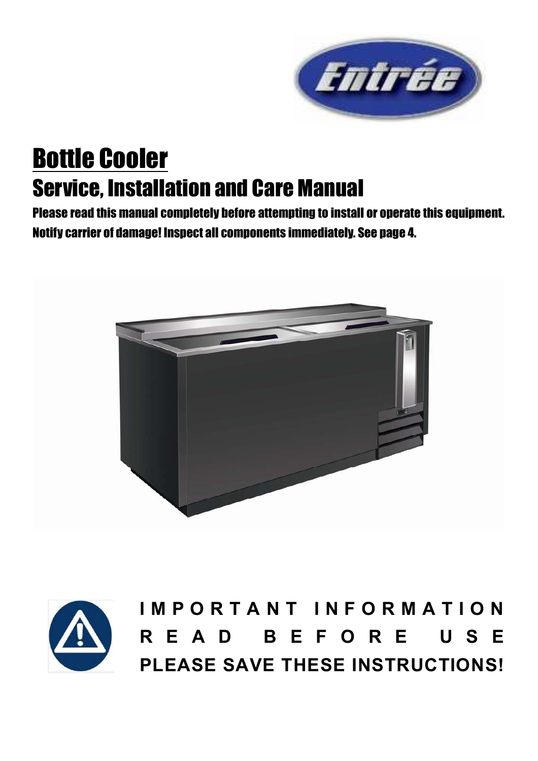# Bottle Cooler

## Service, Installation and Care Manual

**Please read this manual completely before attempting to install or operate this equipment.**

**Notify carrier of damage! Inspect all components immediately. See page 4.**

**IMPORTANT INFORMATION**

**READ BEFORE USE**

**PLEASE SAVE THESE INSTRUCTIONS!**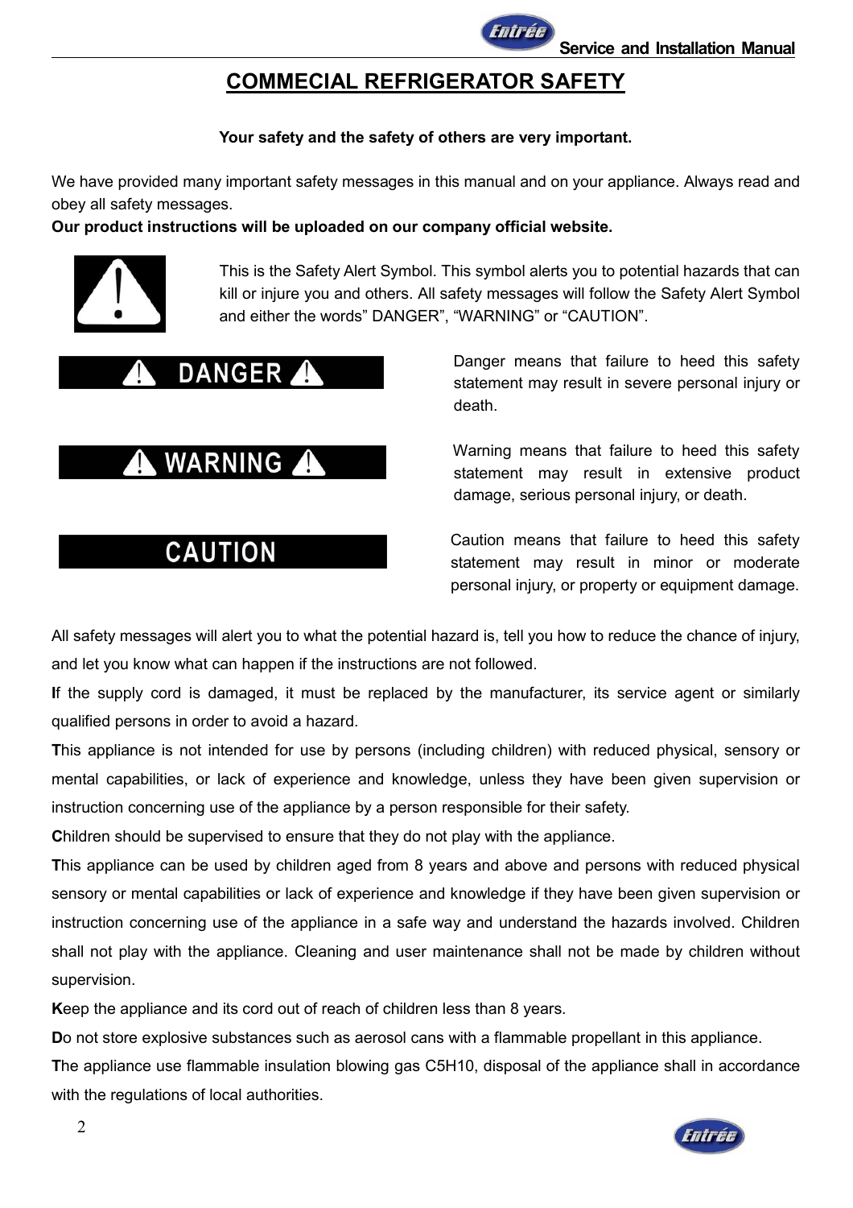# COMMECIAL REFRIGERATOR SAFETY

**Your safety and the safety of others are very important.**

We have provided many important safety messages in this manual and on your appliance. Always read and obey all safety messages.

**Our product instructions will be uploaded on our company official website.**

This is the Safety Alert Symbol. This symbol alerts you to potential hazards that can kill or injure you and others. All safety messages will follow the Safety Alert Symbol and either the words" DANGER", "WARNING" or "CAUTION".

**DANGER**

Danger means that failure to heed this safety statement may result in severe personal injury or death.

**WARNING**

Warning means that failure to heed this safety statement may result in extensive product damage, serious personal injury, or death.

**CAUTION**

Caution means that failure to heed this safety statement may result in minor or moderate personal injury, or property or equipment damage.

All safety messages will alert you to what the potential hazard is, tell you how to reduce the chance of injury, and let you know what can happen if the instructions are not followed.

**I**f the supply cord is damaged, it must be replaced by the manufacturer, its service agent or similarly qualified persons in order to avoid a hazard.

**T**his appliance is not intended for use by persons (including children) with reduced physical, sensory or mental capabilities, or lack of experience and knowledge, unless they have been given supervision or instruction concerning use of the appliance by a person responsible for their safety.

**C**hildren should be supervised to ensure that they do not play with the appliance.

**T**his appliance can be used by children aged from 8 years and above and persons with reduced physical sensory or mental capabilities or lack of experience and knowledge if they have been given supervision or instruction concerning use of the appliance in a safe way and understand the hazards involved. Children shall not play with the appliance. Cleaning and user maintenance shall not be made by children without supervision.

**K**eep the appliance and its cord out of reach of children less than 8 years.

**D**o not store explosive substances such as aerosol cans with a flammable propellant in this appliance.

**T**he appliance use flammable insulation blowing gas $C_5H_{10}$, disposal of the appliance shall in accordance with the regulations of local authorities.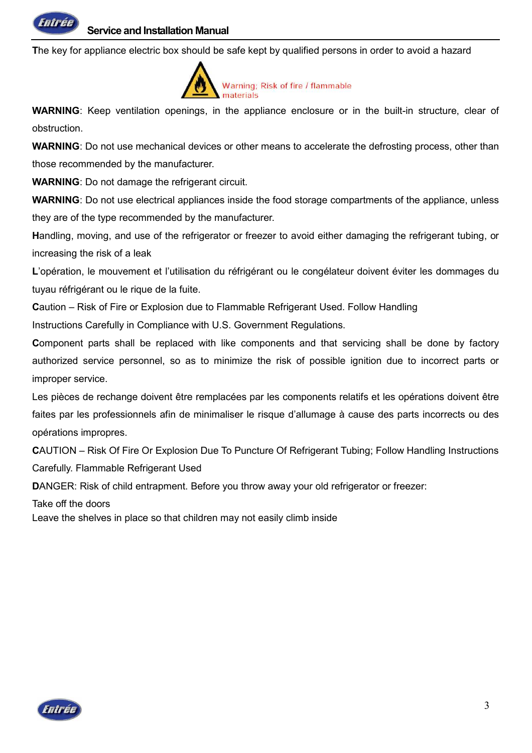**T**he key for appliance electric box should be safe kept by qualified persons in order to avoid a hazard

Warning; Risk of fire / flammable materials

**WARNING**: Keep ventilation openings, in the appliance enclosure or in the built-in structure, clear of obstruction.

**WARNING**: Do not use mechanical devices or other means to accelerate the defrosting process, other than those recommended by the manufacturer.

**WARNING**: Do not damage the refrigerant circuit.

**WARNING**: Do not use electrical appliances inside the food storage compartments of the appliance, unless they are of the type recommended by the manufacturer.

**H**andling, moving, and use of the refrigerator or freezer to avoid either damaging the refrigerant tubing, or increasing the risk of a leak

**L**'opération, le mouvement et l'utilisation du réfrigérant ou le congélateur doivent éviter les dommages du tuyau réfrigérant ou le rique de la fuite.

**C**aution – Risk of Fire or Explosion due to Flammable Refrigerant Used. Follow Handling Instructions Carefully in Compliance with U.S. Government Regulations.

**C**omponent parts shall be replaced with like components and that servicing shall be done by factory authorized service personnel, so as to minimize the risk of possible ignition due to incorrect parts or improper service.

Les pièces de rechange doivent être remplacées par les components relatifs et les opérations doivent être faites par les professionnels afin de minimaliser le risque d'allumage à cause des parts incorrects ou des opérations impropres.

**C**AUTION – Risk Of Fire Or Explosion Due To Puncture Of Refrigerant Tubing; Follow Handling Instructions Carefully. Flammable Refrigerant Used

**D**ANGER: Risk of child entrapment. Before you throw away your old refrigerator or freezer:

Take off the doors

Leave the shelves in place so that children may not easily climb inside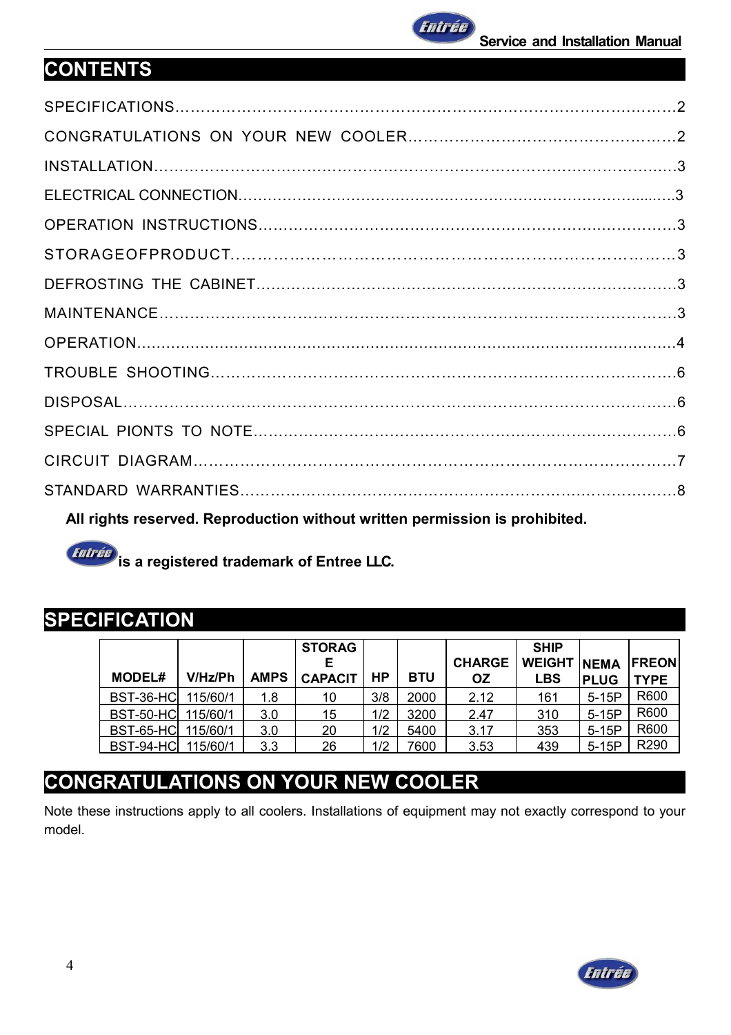## CONTENTS

SPECIFICATIONS……………………………………………………………………………………2

CONGRATULATIONS ON YOUR NEW COOLER……………………………………………2

INSTALLATION………………………………………………………………………………………3

ELECTRICAL CONNECTION……………………………………………………………………3

OPERATION INSTRUCTIONS……………………………………………………………………3

STORAGEOFPRODUCT…………………………………………………………………………3

DEFROSTING THE CABINET……………………………………………………………………3

MAINTENANCE………………………………………………………………………………………3

OPERATION…………………………………………………………………………………………4

TROUBLE SHOOTING………………………………………………………………………………6

DISPOSAL……………………………………………………………………………………………6

SPECIAL PIONTS TO NOTE………………………………………………………………………6

CIRCUIT DIAGRAM…………………………………………………………………………………7

STANDARD WARRANTIES…………………………………………………………………………8

**All rights reserved. Reproduction without written permission is prohibited.**

**Entrée is a registered trademark of Entree LLC.**

## SPECIFICATION

| MODEL# | V/Hz/Ph | AMPS | STORAGE CAPACIT | HP | BTU | CHARGE OZ | SHIP WEIGHT LBS | NEMA PLUG | FREON TYPE |
|---|---|---|---|---|---|---|---|---|---|
| BST-36-HC | 115/60/1 | 1.8 | 10 | 3/8 | 2000 | 2.12 | 161 | 5-15P | R600 |
| BST-50-HC | 115/60/1 | 3.0 | 15 | 1/2 | 3200 | 2.47 | 310 | 5-15P | R600 |
| BST-65-HC | 115/60/1 | 3.0 | 20 | 1/2 | 5400 | 3.17 | 353 | 5-15P | R600 |
| BST-94-HC | 115/60/1 | 3.3 | 26 | 1/2 | 7600 | 3.53 | 439 | 5-15P | R290 |

## CONGRATULATIONS ON YOUR NEW COOLER

Note these instructions apply to all coolers. Installations of equipment may not exactly correspond to your model.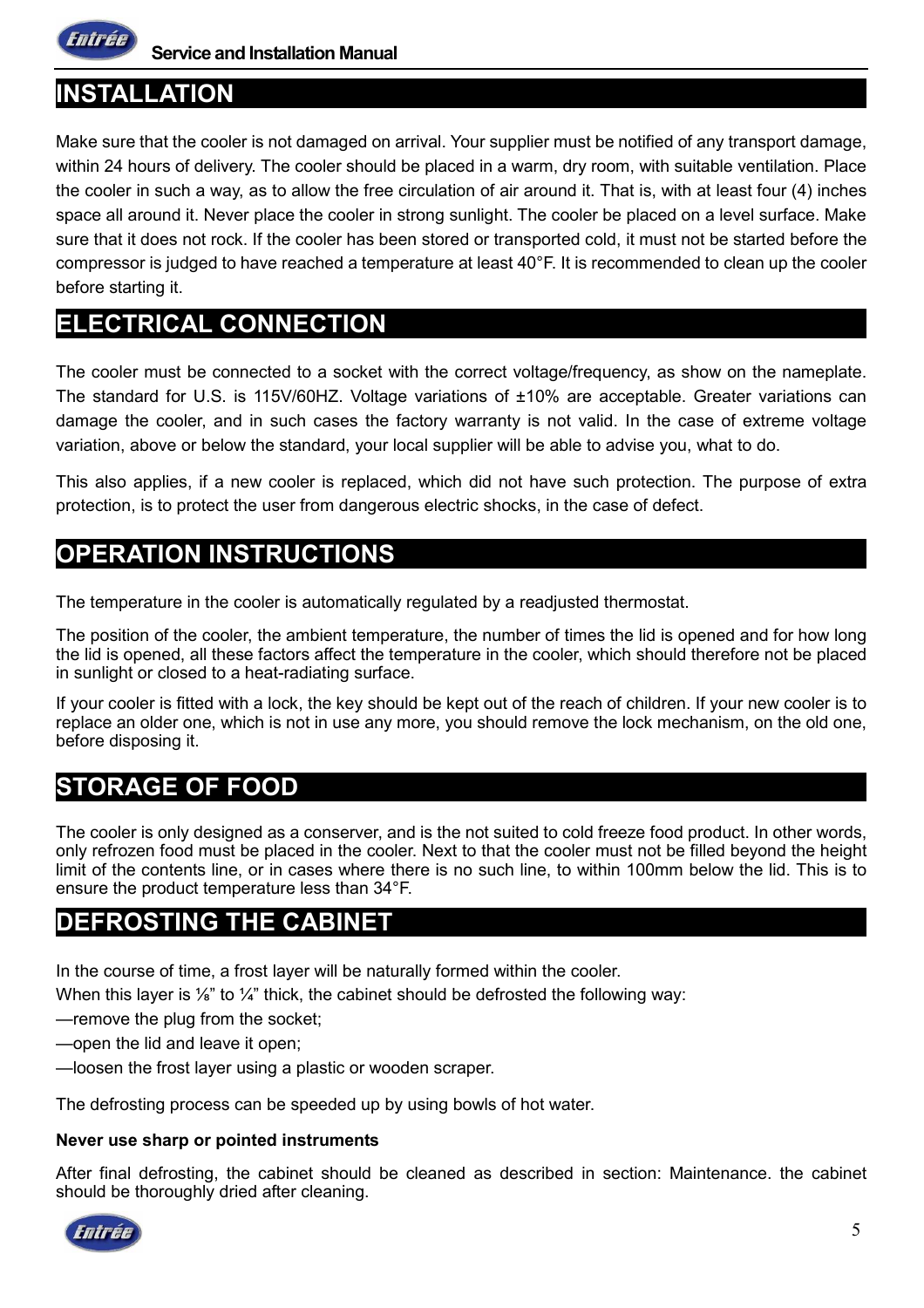## INSTALLATION

Make sure that the cooler is not damaged on arrival. Your supplier must be notified of any transport damage, within 24 hours of delivery. The cooler should be placed in a warm, dry room, with suitable ventilation. Place the cooler in such a way, as to allow the free circulation of air around it. That is, with at least four (4) inches space all around it. Never place the cooler in strong sunlight. The cooler be placed on a level surface. Make sure that it does not rock. If the cooler has been stored or transported cold, it must not be started before the compressor is judged to have reached a temperature at least 40°F. It is recommended to clean up the cooler before starting it.

## ELECTRICAL CONNECTION

The cooler must be connected to a socket with the correct voltage/frequency, as show on the nameplate. The standard for U.S. is 115V/60HZ. Voltage variations of ±10% are acceptable. Greater variations can damage the cooler, and in such cases the factory warranty is not valid. In the case of extreme voltage variation, above or below the standard, your local supplier will be able to advise you, what to do.

This also applies, if a new cooler is replaced, which did not have such protection. The purpose of extra protection, is to protect the user from dangerous electric shocks, in the case of defect.

## OPERATION INSTRUCTIONS

The temperature in the cooler is automatically regulated by a readjusted thermostat.

The position of the cooler, the ambient temperature, the number of times the lid is opened and for how long the lid is opened, all these factors affect the temperature in the cooler, which should therefore not be placed in sunlight or closed to a heat-radiating surface.

If your cooler is fitted with a lock, the key should be kept out of the reach of children. If your new cooler is to replace an older one, which is not in use any more, you should remove the lock mechanism, on the old one, before disposing it.

## STORAGE OF FOOD

The cooler is only designed as a conserver, and is the not suited to cold freeze food product. In other words, only refrozen food must be placed in the cooler. Next to that the cooler must not be filled beyond the height limit of the contents line, or in cases where there is no such line, to within 100mm below the lid. This is to ensure the product temperature less than 34°F.

## DEFROSTING THE CABINET

In the course of time, a frost layer will be naturally formed within the cooler.

When this layer is ⅛" to ¼" thick, the cabinet should be defrosted the following way:

—remove the plug from the socket;

—open the lid and leave it open;

—loosen the frost layer using a plastic or wooden scraper.

The defrosting process can be speeded up by using bowls of hot water.

**Never use sharp or pointed instruments**

After final defrosting, the cabinet should be cleaned as described in section: Maintenance. the cabinet should be thoroughly dried after cleaning.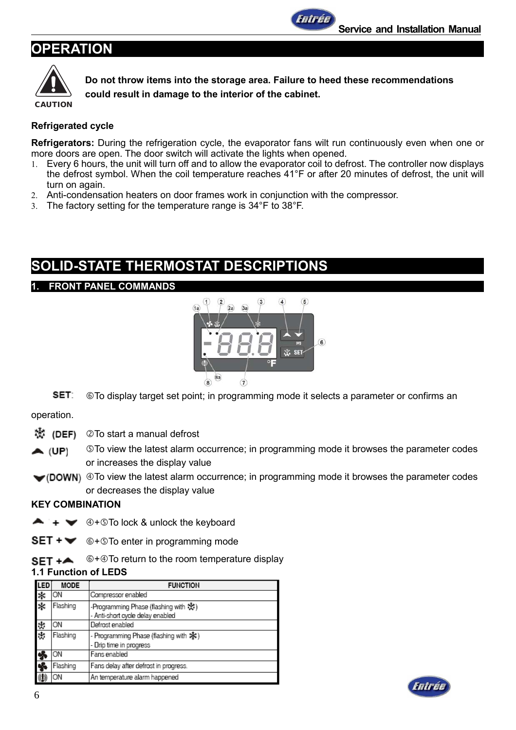# OPERATION

CAUTION

**Do not throw items into the storage area. Failure to heed these recommendations could result in damage to the interior of the cabinet.**

**Refrigerated cycle**

**Refrigerators:** During the refrigeration cycle, the evaporator fans wilt run continuously even when one or more doors are open. The door switch will activate the lights when opened.

1. Every 6 hours, the unit will turn off and to allow the evaporator coil to defrost. The controller now displays the defrost symbol. When the coil temperature reaches 41°F or after 20 minutes of defrost, the unit will turn on again.
2. Anti-condensation heaters on door frames work in conjunction with the compressor.
3. The factory setting for the temperature range is 34°F to 38°F.

# SOLID-STATE THERMOSTAT DESCRIPTIONS

## 1. FRONT PANEL COMMANDS

**SET:** ⑥To display target set point; in programming mode it selects a parameter or confirms an operation.

**(DEF)** ②To start a manual defrost

**(UP)** ⑤To view the latest alarm occurrence; in programming mode it browses the parameter codes or increases the display value

**(DOWN)** ④To view the latest alarm occurrence; in programming mode it browses the parameter codes or decreases the display value

**KEY COMBINATION**

**UP + DOWN** ④+⑤To lock & unlock the keyboard

**SET + DOWN** ⑥+⑤To enter in programming mode

**SET + UP** ⑥+④To return to the room temperature display

### 1.1 Function of LEDS

| LED | MODE | FUNCTION |
|---|---|---|
| ✻ | ON | Compressor enabled |
| ✻ | Flashing | -Programming Phase (flashing with defrost LED)<br>- Anti-short cycle delay enabled |
| Defrost | ON | Defrost enabled |
| Defrost | Flashing | - Programming Phase (flashing with ✻)<br>- Drip time in progress |
| Fan | ON | Fans enabled |
| Fan | Flashing | Fans delay after defrost in progress. |
| Alarm | ON | An temperature alarm happened |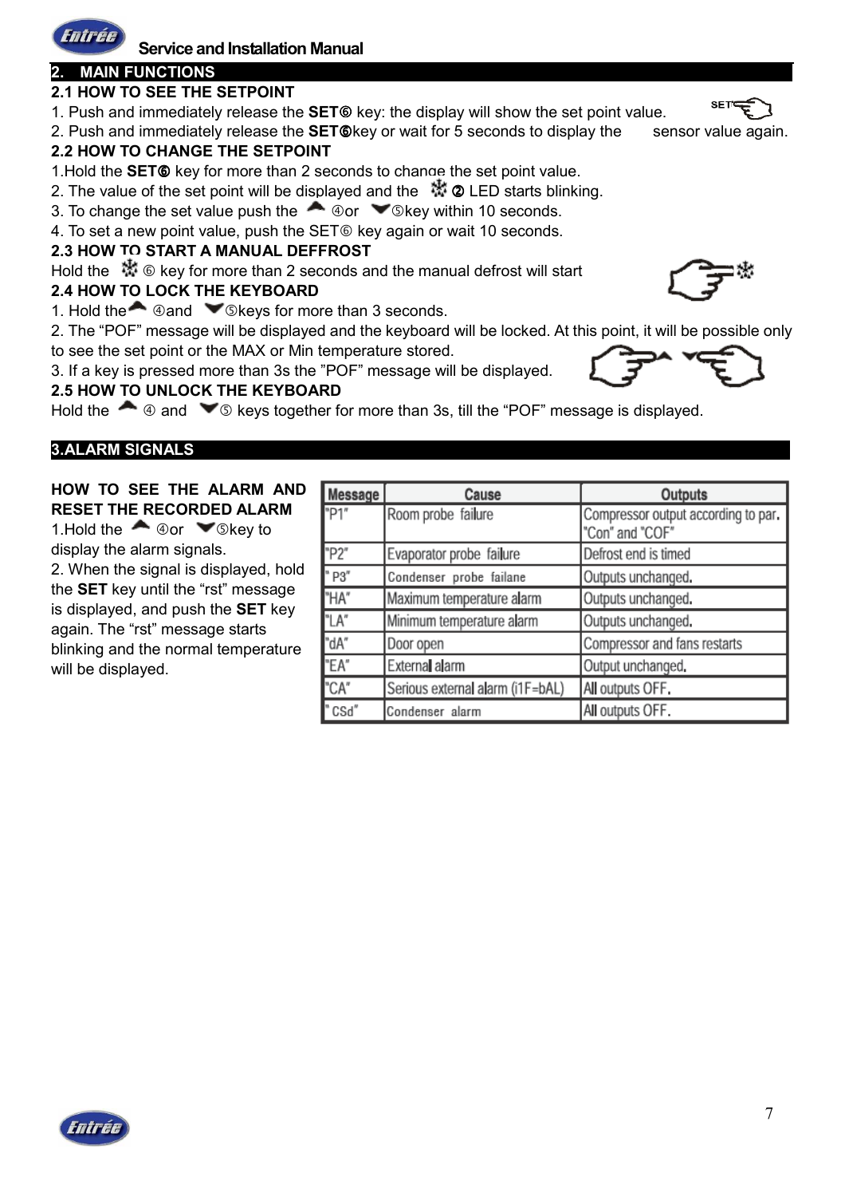## 2. MAIN FUNCTIONS

### 2.1 HOW TO SEE THE SETPOINT

1. Push and immediately release the **SET⑥** key: the display will show the set point value.
2. Push and immediately release the **SET⑥**key or wait for 5 seconds to display the sensor value again.

### 2.2 HOW TO CHANGE THE SETPOINT

1. Hold the **SET⑥** key for more than 2 seconds to change the set point value.
2. The value of the set point will be displayed and the ❄ ② LED starts blinking.
3. To change the set value push the ▲ ④or ▼⑤key within 10 seconds.
4. To set a new point value, push the SET⑥ key again or wait 10 seconds.

### 2.3 HOW TO START A MANUAL DEFFROST

Hold the ❄ ⑥ key for more than 2 seconds and the manual defrost will start

### 2.4 HOW TO LOCK THE KEYBOARD

1. Hold the ▲ ④and ▼⑤keys for more than 3 seconds.
2. The "POF" message will be displayed and the keyboard will be locked. At this point, it will be possible only to see the set point or the MAX or Min temperature stored.
3. If a key is pressed more than 3s the "POF" message will be displayed.

### 2.5 HOW TO UNLOCK THE KEYBOARD

Hold the ▲ ④ and ▼⑤ keys together for more than 3s, till the "POF" message is displayed.

## 3.ALARM SIGNALS

**HOW TO SEE THE ALARM AND RESET THE RECORDED ALARM**

1. Hold the ▲ ④or ▼⑤key to display the alarm signals.
2. When the signal is displayed, hold the **SET** key until the "rst" message is displayed, and push the **SET** key again. The "rst" message starts blinking and the normal temperature will be displayed.

| Message | Cause | Outputs |
|---|---|---|
| "P1" | Room probe failure | Compressor output according to par. "Con" and "COF" |
| "P2" | Evaporator probe failure | Defrost end is timed |
| "P3" | Condenser probe failane | Outputs unchanged. |
| "HA" | Maximum temperature alarm | Outputs unchanged. |
| "LA" | Minimum temperature alarm | Outputs unchanged. |
| "dA" | Door open | Compressor and fans restarts |
| "EA" | External alarm | Output unchanged. |
| "CA" | Serious external alarm (i1F=bAL) | All outputs OFF. |
| "CSd" | Condenser alarm | All outputs OFF. |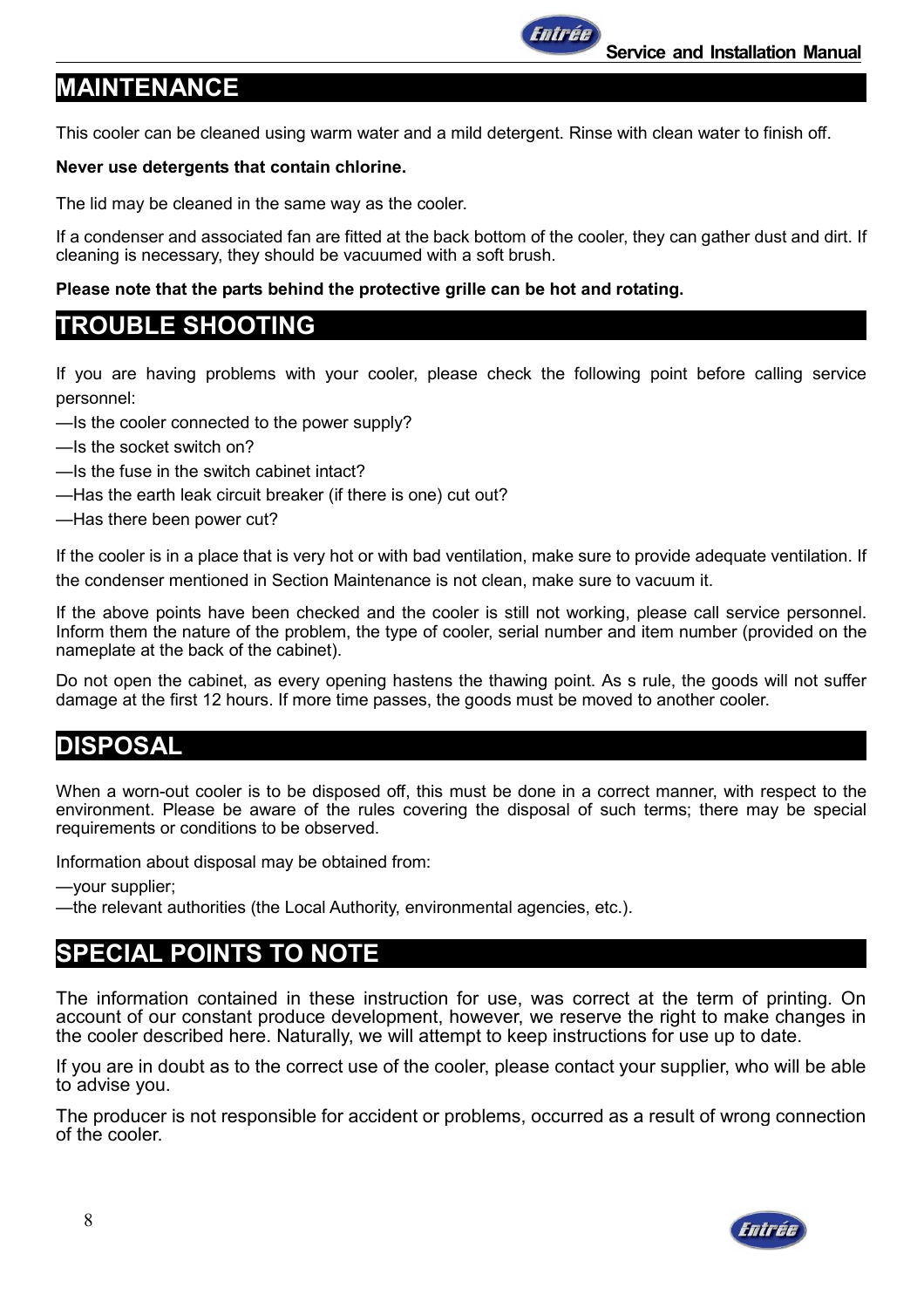## MAINTENANCE

This cooler can be cleaned using warm water and a mild detergent. Rinse with clean water to finish off.

**Never use detergents that contain chlorine.**

The lid may be cleaned in the same way as the cooler.

If a condenser and associated fan are fitted at the back bottom of the cooler, they can gather dust and dirt. If cleaning is necessary, they should be vacuumed with a soft brush.

**Please note that the parts behind the protective grille can be hot and rotating.**

## TROUBLE SHOOTING

If you are having problems with your cooler, please check the following point before calling service personnel:

—Is the cooler connected to the power supply?
—Is the socket switch on?
—Is the fuse in the switch cabinet intact?
—Has the earth leak circuit breaker (if there is one) cut out?
—Has there been power cut?

If the cooler is in a place that is very hot or with bad ventilation, make sure to provide adequate ventilation. If the condenser mentioned in Section Maintenance is not clean, make sure to vacuum it.

If the above points have been checked and the cooler is still not working, please call service personnel. Inform them the nature of the problem, the type of cooler, serial number and item number (provided on the nameplate at the back of the cabinet).

Do not open the cabinet, as every opening hastens the thawing point. As s rule, the goods will not suffer damage at the first 12 hours. If more time passes, the goods must be moved to another cooler.

## DISPOSAL

When a worn-out cooler is to be disposed off, this must be done in a correct manner, with respect to the environment. Please be aware of the rules covering the disposal of such terms; there may be special requirements or conditions to be observed.

Information about disposal may be obtained from:

—your supplier;
—the relevant authorities (the Local Authority, environmental agencies, etc.).

## SPECIAL POINTS TO NOTE

The information contained in these instruction for use, was correct at the term of printing. On account of our constant produce development, however, we reserve the right to make changes in the cooler described here. Naturally, we will attempt to keep instructions for use up to date.

If you are in doubt as to the correct use of the cooler, please contact your supplier, who will be able to advise you.

The producer is not responsible for accident or problems, occurred as a result of wrong connection of the cooler.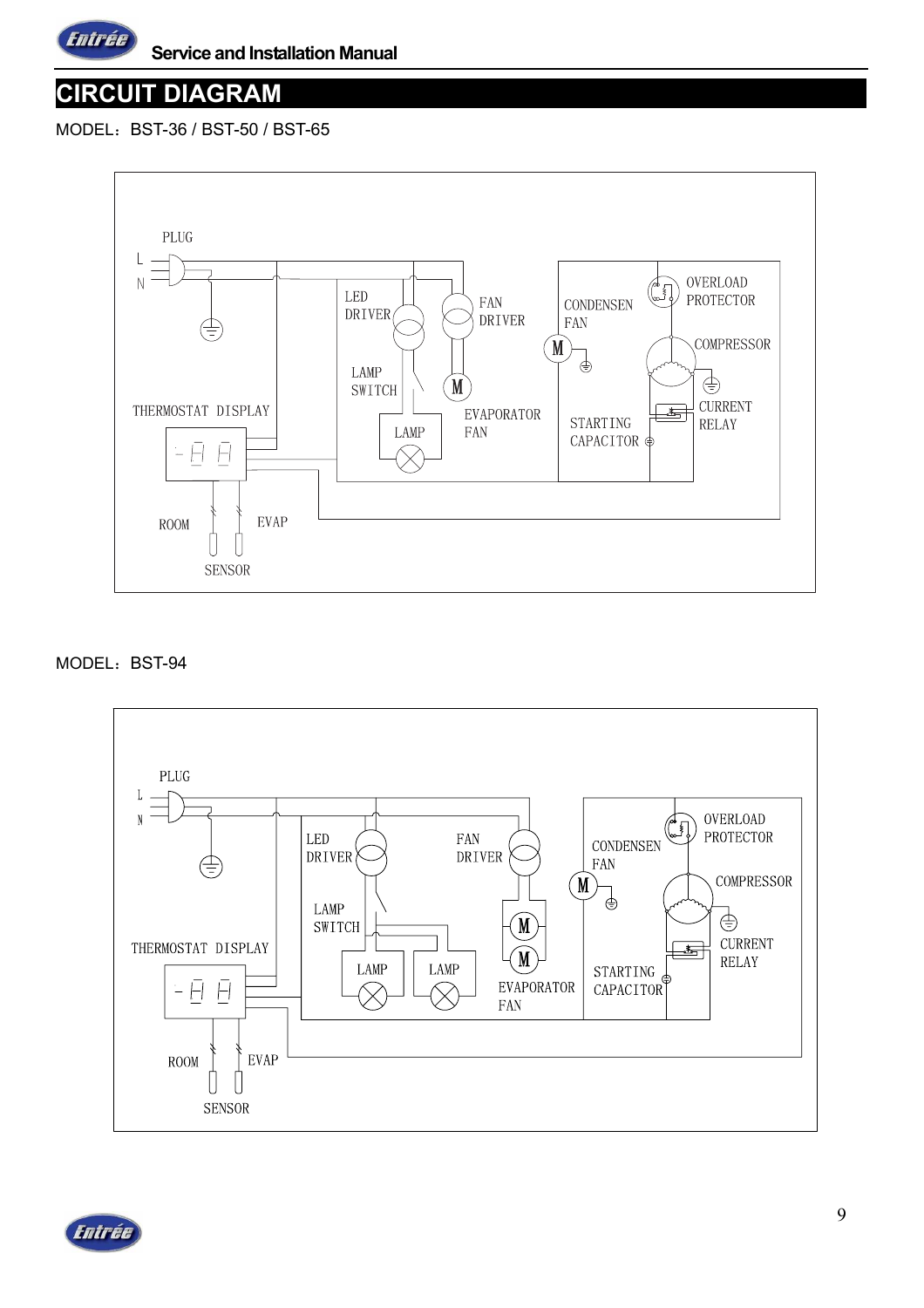# CIRCUIT DIAGRAM

MODEL：BST-36 / BST-50 / BST-65

PLUG

L

N

LED DRIVER

FAN DRIVER

CONDENSEN FAN

OVERLOAD PROTECTOR

COMPRESSOR

LAMP SWITCH

THERMOSTAT DISPLAY

EVAPORATOR FAN

LAMP

STARTING CAPACITOR

CURRENT RELAY

ROOM

EVAP

SENSOR

MODEL：BST-94

PLUG

L

N

LED DRIVER

FAN DRIVER

CONDENSEN FAN

OVERLOAD PROTECTOR

COMPRESSOR

LAMP SWITCH

THERMOSTAT DISPLAY

LAMP

LAMP

EVAPORATOR FAN

STARTING CAPACITOR

CURRENT RELAY

ROOM

EVAP

SENSOR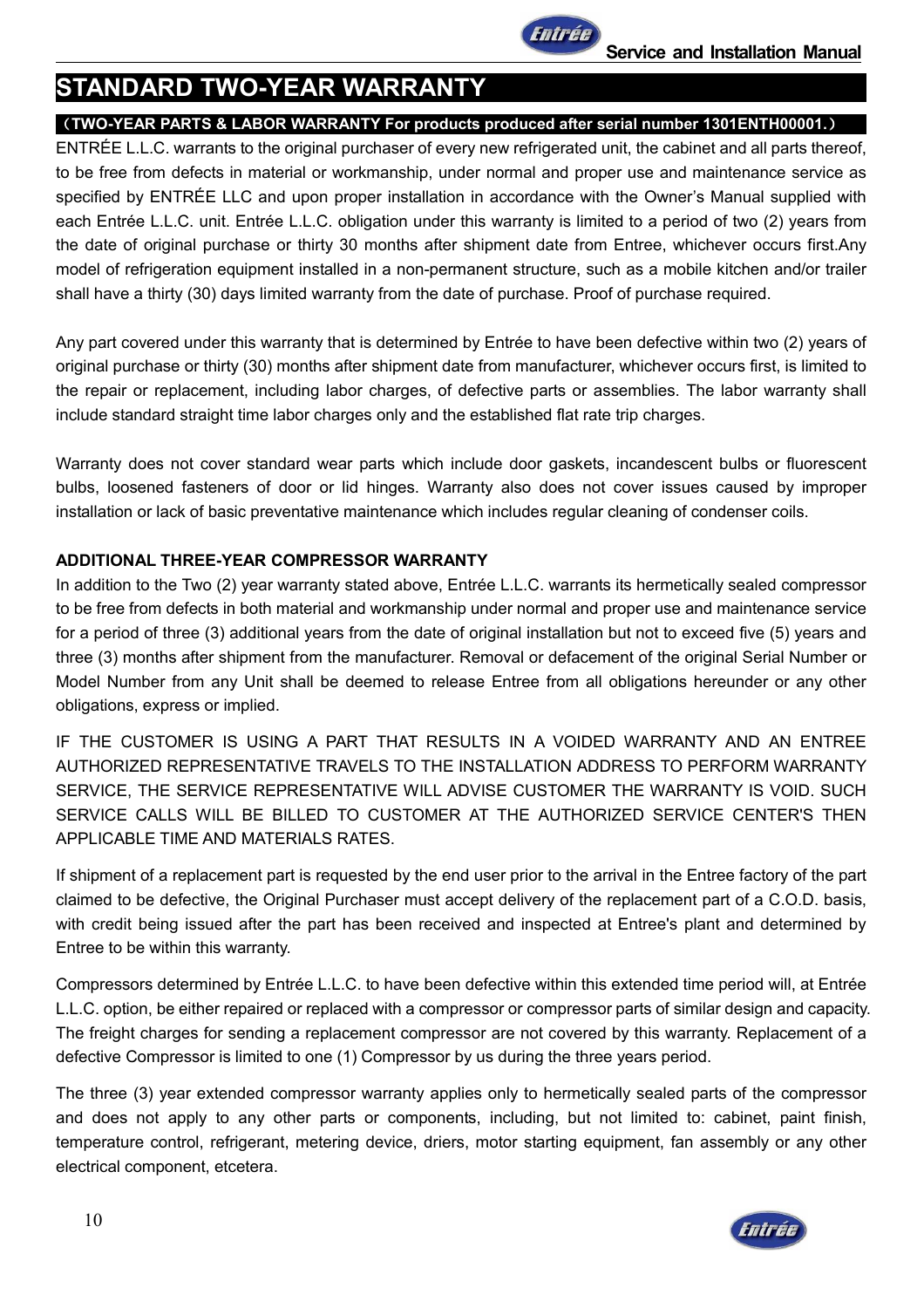# STANDARD TWO-YEAR WARRANTY

**（TWO-YEAR PARTS & LABOR WARRANTY For products produced after serial number 1301ENTH00001.）**

ENTRÉE L.L.C. warrants to the original purchaser of every new refrigerated unit, the cabinet and all parts thereof, to be free from defects in material or workmanship, under normal and proper use and maintenance service as specified by ENTRÉE LLC and upon proper installation in accordance with the Owner's Manual supplied with each Entrée L.L.C. unit. Entrée L.L.C. obligation under this warranty is limited to a period of two (2) years from the date of original purchase or thirty 30 months after shipment date from Entree, whichever occurs first.Any model of refrigeration equipment installed in a non-permanent structure, such as a mobile kitchen and/or trailer shall have a thirty (30) days limited warranty from the date of purchase. Proof of purchase required.

Any part covered under this warranty that is determined by Entrée to have been defective within two (2) years of original purchase or thirty (30) months after shipment date from manufacturer, whichever occurs first, is limited to the repair or replacement, including labor charges, of defective parts or assemblies. The labor warranty shall include standard straight time labor charges only and the established flat rate trip charges.

Warranty does not cover standard wear parts which include door gaskets, incandescent bulbs or fluorescent bulbs, loosened fasteners of door or lid hinges. Warranty also does not cover issues caused by improper installation or lack of basic preventative maintenance which includes regular cleaning of condenser coils.

**ADDITIONAL THREE-YEAR COMPRESSOR WARRANTY**

In addition to the Two (2) year warranty stated above, Entrée L.L.C. warrants its hermetically sealed compressor to be free from defects in both material and workmanship under normal and proper use and maintenance service for a period of three (3) additional years from the date of original installation but not to exceed five (5) years and three (3) months after shipment from the manufacturer. Removal or defacement of the original Serial Number or Model Number from any Unit shall be deemed to release Entree from all obligations hereunder or any other obligations, express or implied.

IF THE CUSTOMER IS USING A PART THAT RESULTS IN A VOIDED WARRANTY AND AN ENTREE AUTHORIZED REPRESENTATIVE TRAVELS TO THE INSTALLATION ADDRESS TO PERFORM WARRANTY SERVICE, THE SERVICE REPRESENTATIVE WILL ADVISE CUSTOMER THE WARRANTY IS VOID. SUCH SERVICE CALLS WILL BE BILLED TO CUSTOMER AT THE AUTHORIZED SERVICE CENTER'S THEN APPLICABLE TIME AND MATERIALS RATES.

If shipment of a replacement part is requested by the end user prior to the arrival in the Entree factory of the part claimed to be defective, the Original Purchaser must accept delivery of the replacement part of a C.O.D. basis, with credit being issued after the part has been received and inspected at Entree's plant and determined by Entree to be within this warranty.

Compressors determined by Entrée L.L.C. to have been defective within this extended time period will, at Entrée L.L.C. option, be either repaired or replaced with a compressor or compressor parts of similar design and capacity. The freight charges for sending a replacement compressor are not covered by this warranty. Replacement of a defective Compressor is limited to one (1) Compressor by us during the three years period.

The three (3) year extended compressor warranty applies only to hermetically sealed parts of the compressor and does not apply to any other parts or components, including, but not limited to: cabinet, paint finish, temperature control, refrigerant, metering device, driers, motor starting equipment, fan assembly or any other electrical component, etcetera.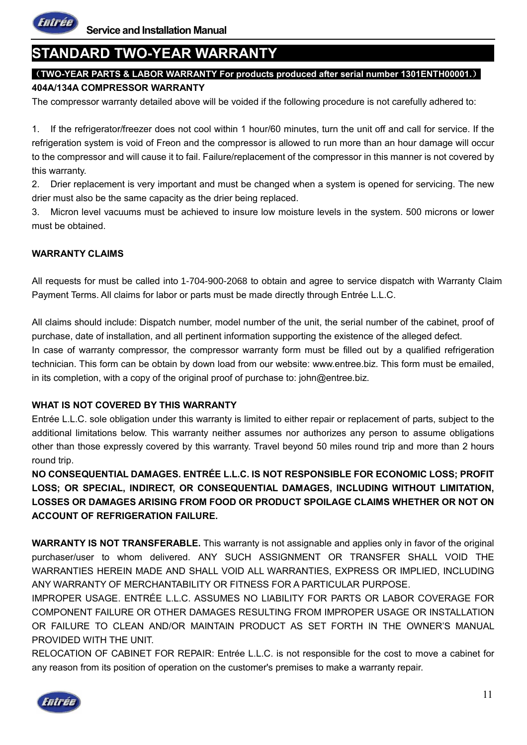# STANDARD TWO-YEAR WARRANTY

**（TWO-YEAR PARTS & LABOR WARRANTY For products produced after serial number 1301ENTH00001.）**

**404A/134A COMPRESSOR WARRANTY**

The compressor warranty detailed above will be voided if the following procedure is not carefully adhered to:

1. If the refrigerator/freezer does not cool within 1 hour/60 minutes, turn the unit off and call for service. If the refrigeration system is void of Freon and the compressor is allowed to run more than an hour damage will occur to the compressor and will cause it to fail. Failure/replacement of the compressor in this manner is not covered by this warranty.
2. Drier replacement is very important and must be changed when a system is opened for servicing. The new drier must also be the same capacity as the drier being replaced.
3. Micron level vacuums must be achieved to insure low moisture levels in the system. 500 microns or lower must be obtained.

**WARRANTY CLAIMS**

All requests for must be called into 1-704-900-2068 to obtain and agree to service dispatch with Warranty Claim Payment Terms. All claims for labor or parts must be made directly through Entrée L.L.C.

All claims should include: Dispatch number, model number of the unit, the serial number of the cabinet, proof of purchase, date of installation, and all pertinent information supporting the existence of the alleged defect.
In case of warranty compressor, the compressor warranty form must be filled out by a qualified refrigeration technician. This form can be obtain by down load from our website: www.entree.biz. This form must be emailed, in its completion, with a copy of the original proof of purchase to: john@entree.biz.

**WHAT IS NOT COVERED BY THIS WARRANTY**

Entrée L.L.C. sole obligation under this warranty is limited to either repair or replacement of parts, subject to the additional limitations below. This warranty neither assumes nor authorizes any person to assume obligations other than those expressly covered by this warranty. Travel beyond 50 miles round trip and more than 2 hours round trip.

**NO CONSEQUENTIAL DAMAGES. ENTRÉE L.L.C. IS NOT RESPONSIBLE FOR ECONOMIC LOSS; PROFIT LOSS; OR SPECIAL, INDIRECT, OR CONSEQUENTIAL DAMAGES, INCLUDING WITHOUT LIMITATION, LOSSES OR DAMAGES ARISING FROM FOOD OR PRODUCT SPOILAGE CLAIMS WHETHER OR NOT ON ACCOUNT OF REFRIGERATION FAILURE.**

**WARRANTY IS NOT TRANSFERABLE.** This warranty is not assignable and applies only in favor of the original purchaser/user to whom delivered. ANY SUCH ASSIGNMENT OR TRANSFER SHALL VOID THE WARRANTIES HEREIN MADE AND SHALL VOID ALL WARRANTIES, EXPRESS OR IMPLIED, INCLUDING ANY WARRANTY OF MERCHANTABILITY OR FITNESS FOR A PARTICULAR PURPOSE.
IMPROPER USAGE. ENTRÉE L.L.C. ASSUMES NO LIABILITY FOR PARTS OR LABOR COVERAGE FOR COMPONENT FAILURE OR OTHER DAMAGES RESULTING FROM IMPROPER USAGE OR INSTALLATION OR FAILURE TO CLEAN AND/OR MAINTAIN PRODUCT AS SET FORTH IN THE OWNER'S MANUAL PROVIDED WITH THE UNIT.
RELOCATION OF CABINET FOR REPAIR: Entrée L.L.C. is not responsible for the cost to move a cabinet for any reason from its position of operation on the customer's premises to make a warranty repair.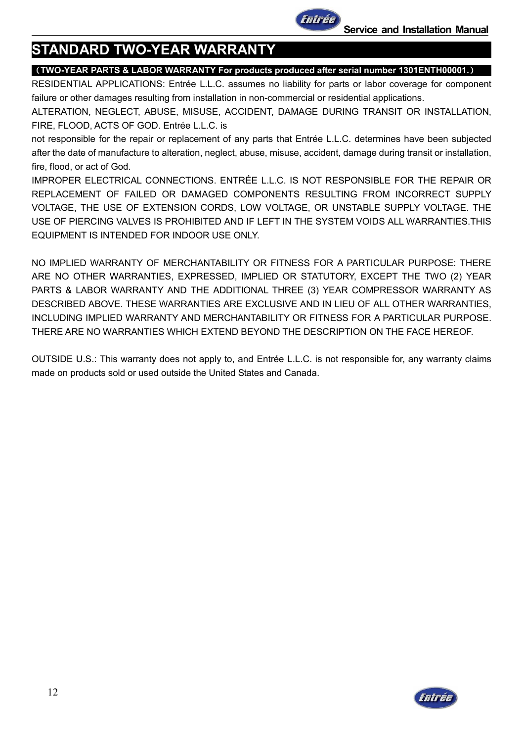# STANDARD TWO-YEAR WARRANTY

**（TWO-YEAR PARTS & LABOR WARRANTY For products produced after serial number 1301ENTH00001.）**

RESIDENTIAL APPLICATIONS: Entrée L.L.C. assumes no liability for parts or labor coverage for component failure or other damages resulting from installation in non-commercial or residential applications.

ALTERATION, NEGLECT, ABUSE, MISUSE, ACCIDENT, DAMAGE DURING TRANSIT OR INSTALLATION, FIRE, FLOOD, ACTS OF GOD. Entrée L.L.C. is

not responsible for the repair or replacement of any parts that Entrée L.L.C. determines have been subjected after the date of manufacture to alteration, neglect, abuse, misuse, accident, damage during transit or installation, fire, flood, or act of God.

IMPROPER ELECTRICAL CONNECTIONS. ENTRÉE L.L.C. IS NOT RESPONSIBLE FOR THE REPAIR OR REPLACEMENT OF FAILED OR DAMAGED COMPONENTS RESULTING FROM INCORRECT SUPPLY VOLTAGE, THE USE OF EXTENSION CORDS, LOW VOLTAGE, OR UNSTABLE SUPPLY VOLTAGE. THE USE OF PIERCING VALVES IS PROHIBITED AND IF LEFT IN THE SYSTEM VOIDS ALL WARRANTIES.THIS EQUIPMENT IS INTENDED FOR INDOOR USE ONLY.

NO IMPLIED WARRANTY OF MERCHANTABILITY OR FITNESS FOR A PARTICULAR PURPOSE: THERE ARE NO OTHER WARRANTIES, EXPRESSED, IMPLIED OR STATUTORY, EXCEPT THE TWO (2) YEAR PARTS & LABOR WARRANTY AND THE ADDITIONAL THREE (3) YEAR COMPRESSOR WARRANTY AS DESCRIBED ABOVE. THESE WARRANTIES ARE EXCLUSIVE AND IN LIEU OF ALL OTHER WARRANTIES, INCLUDING IMPLIED WARRANTY AND MERCHANTABILITY OR FITNESS FOR A PARTICULAR PURPOSE. THERE ARE NO WARRANTIES WHICH EXTEND BEYOND THE DESCRIPTION ON THE FACE HEREOF.

OUTSIDE U.S.: This warranty does not apply to, and Entrée L.L.C. is not responsible for, any warranty claims made on products sold or used outside the United States and Canada.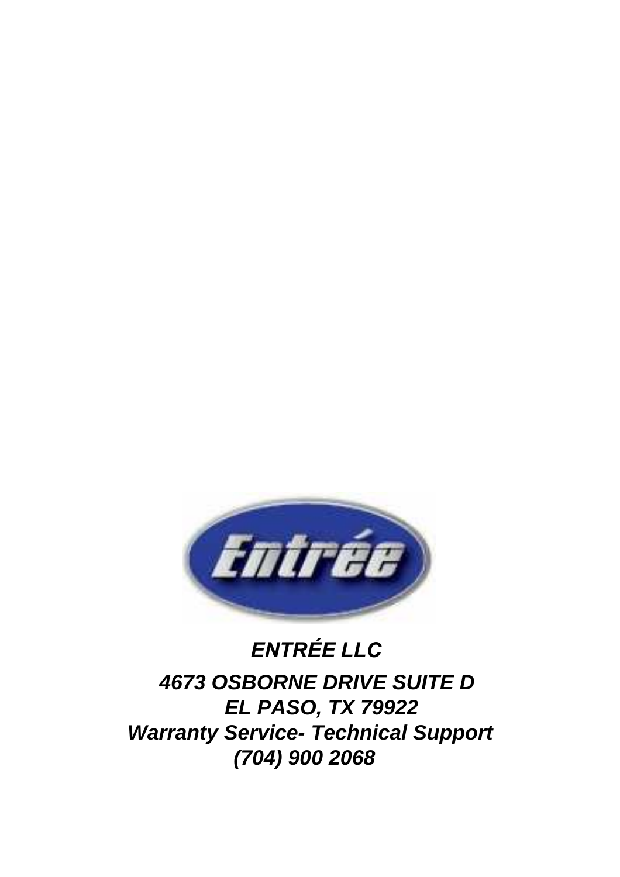***ENTRÉE LLC***

***4673 OSBORNE DRIVE SUITE D***

***EL PASO, TX 79922***

***Warranty Service- Technical Support***

***(704) 900 2068***